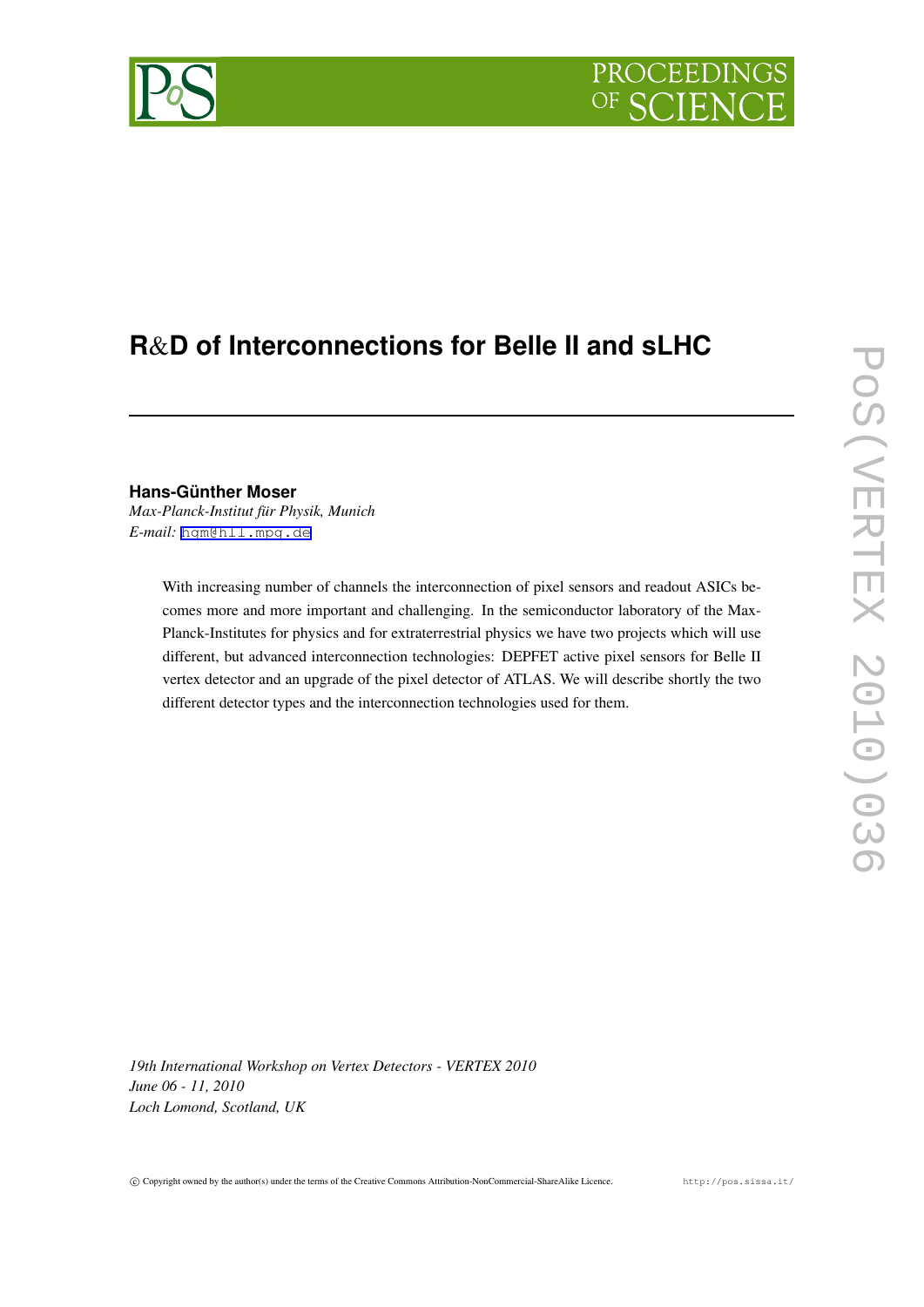# R&D of Interconnections for Belle II and sLHC

**Hans-Günther Moser**

*Max-Planck-Institut für Physik, Munich*

*E-mail:* hgm@hll.mpg.de

With increasing number of channels the interconnection of pixel sensors and readout ASICs becomes more and more important and challenging. In the semiconductor laboratory of the Max-Planck-Institutes for physics and for extraterrestrial physics we have two projects which will use different, but advanced interconnection technologies: DEPFET active pixel sensors for Belle II vertex detector and an upgrade of the pixel detector of ATLAS. We will describe shortly the two different detector types and the interconnection technologies used for them.

*19th International Workshop on Vertex Detectors - VERTEX 2010*
*June 06 - 11, 2010*
*Loch Lomond, Scotland, UK*

© Copyright owned by the author(s) under the terms of the Creative Commons Attribution-NonCommercial-ShareAlike Licence. http://pos.sissa.it/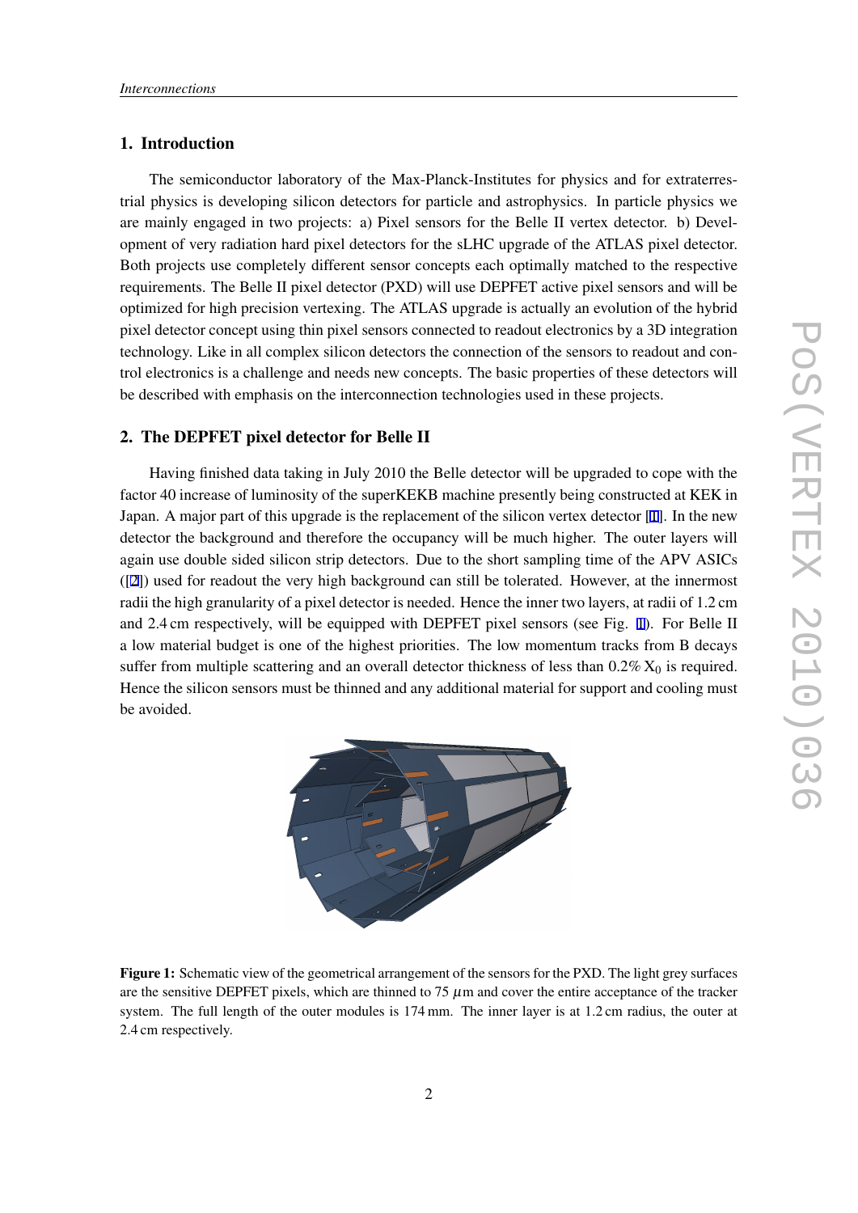## 1. Introduction

The semiconductor laboratory of the Max-Planck-Institutes for physics and for extraterrestrial physics is developing silicon detectors for particle and astrophysics. In particle physics we are mainly engaged in two projects: a) Pixel sensors for the Belle II vertex detector. b) Development of very radiation hard pixel detectors for the sLHC upgrade of the ATLAS pixel detector. Both projects use completely different sensor concepts each optimally matched to the respective requirements. The Belle II pixel detector (PXD) will use DEPFET active pixel sensors and will be optimized for high precision vertexing. The ATLAS upgrade is actually an evolution of the hybrid pixel detector concept using thin pixel sensors connected to readout electronics by a 3D integration technology. Like in all complex silicon detectors the connection of the sensors to readout and control electronics is a challenge and needs new concepts. The basic properties of these detectors will be described with emphasis on the interconnection technologies used in these projects.

## 2. The DEPFET pixel detector for Belle II

Having finished data taking in July 2010 the Belle detector will be upgraded to cope with the factor 40 increase of luminosity of the superKEKB machine presently being constructed at KEK in Japan. A major part of this upgrade is the replacement of the silicon vertex detector [1]. In the new detector the background and therefore the occupancy will be much higher. The outer layers will again use double sided silicon strip detectors. Due to the short sampling time of the APV ASICs ([2]) used for readout the very high background can still be tolerated. However, at the innermost radii the high granularity of a pixel detector is needed. Hence the inner two layers, at radii of 1.2 cm and 2.4 cm respectively, will be equipped with DEPFET pixel sensors (see Fig. 1). For Belle II a low material budget is one of the highest priorities. The low momentum tracks from B decays suffer from multiple scattering and an overall detector thickness of less than 0.2% $X_0$ is required. Hence the silicon sensors must be thinned and any additional material for support and cooling must be avoided.

**Figure 1:** Schematic view of the geometrical arrangement of the sensors for the PXD. The light grey surfaces are the sensitive DEPFET pixels, which are thinned to 75 $\mu$m and cover the entire acceptance of the tracker system. The full length of the outer modules is 174 mm. The inner layer is at 1.2 cm radius, the outer at 2.4 cm respectively.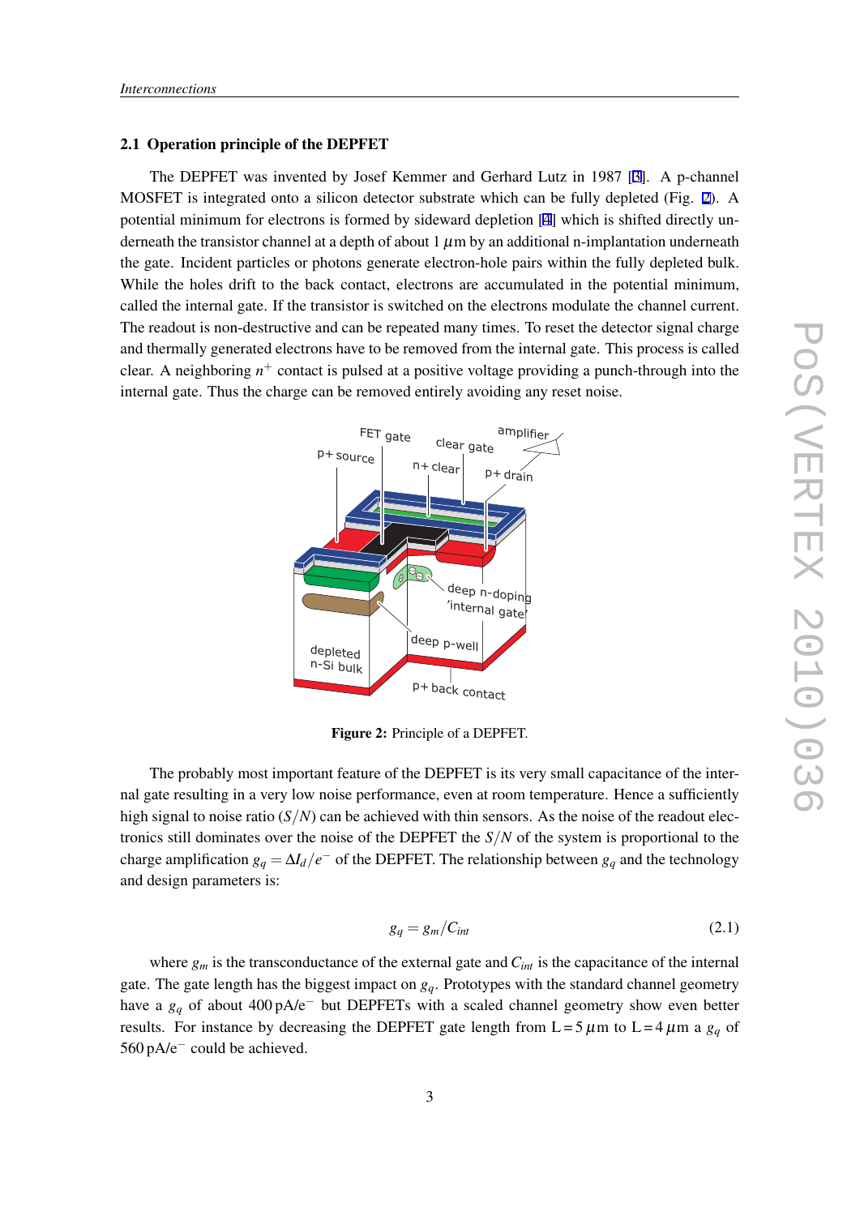## 2.1 Operation principle of the DEPFET

The DEPFET was invented by Josef Kemmer and Gerhard Lutz in 1987 [3]. A p-channel MOSFET is integrated onto a silicon detector substrate which can be fully depleted (Fig. 2). A potential minimum for electrons is formed by sideward depletion [4] which is shifted directly underneath the transistor channel at a depth of about 1 $\mu$m by an additional n-implantation underneath the gate. Incident particles or photons generate electron-hole pairs within the fully depleted bulk. While the holes drift to the back contact, electrons are accumulated in the potential minimum, called the internal gate. If the transistor is switched on the electrons modulate the channel current. The readout is non-destructive and can be repeated many times. To reset the detector signal charge and thermally generated electrons have to be removed from the internal gate. This process is called clear. A neighboring $n^+$ contact is pulsed at a positive voltage providing a punch-through into the internal gate. Thus the charge can be removed entirely avoiding any reset noise.

**Figure 2:** Principle of a DEPFET.

The probably most important feature of the DEPFET is its very small capacitance of the internal gate resulting in a very low noise performance, even at room temperature. Hence a sufficiently high signal to noise ratio ($S/N$) can be achieved with thin sensors. As the noise of the readout electronics still dominates over the noise of the DEPFET the $S/N$ of the system is proportional to the charge amplification $g_q = \Delta I_d / e^-$ of the DEPFET. The relationship between $g_q$ and the technology and design parameters is:

$$g_q = g_m / C_{int} \tag{2.1}$$

where $g_m$ is the transconductance of the external gate and $C_{int}$ is the capacitance of the internal gate. The gate length has the biggest impact on $g_q$. Prototypes with the standard channel geometry have a $g_q$ of about 400 pA/e$^-$ but DEPFETs with a scaled channel geometry show even better results. For instance by decreasing the DEPFET gate length from L = 5 $\mu$m to L = 4 $\mu$m a $g_q$ of 560 pA/e$^-$ could be achieved.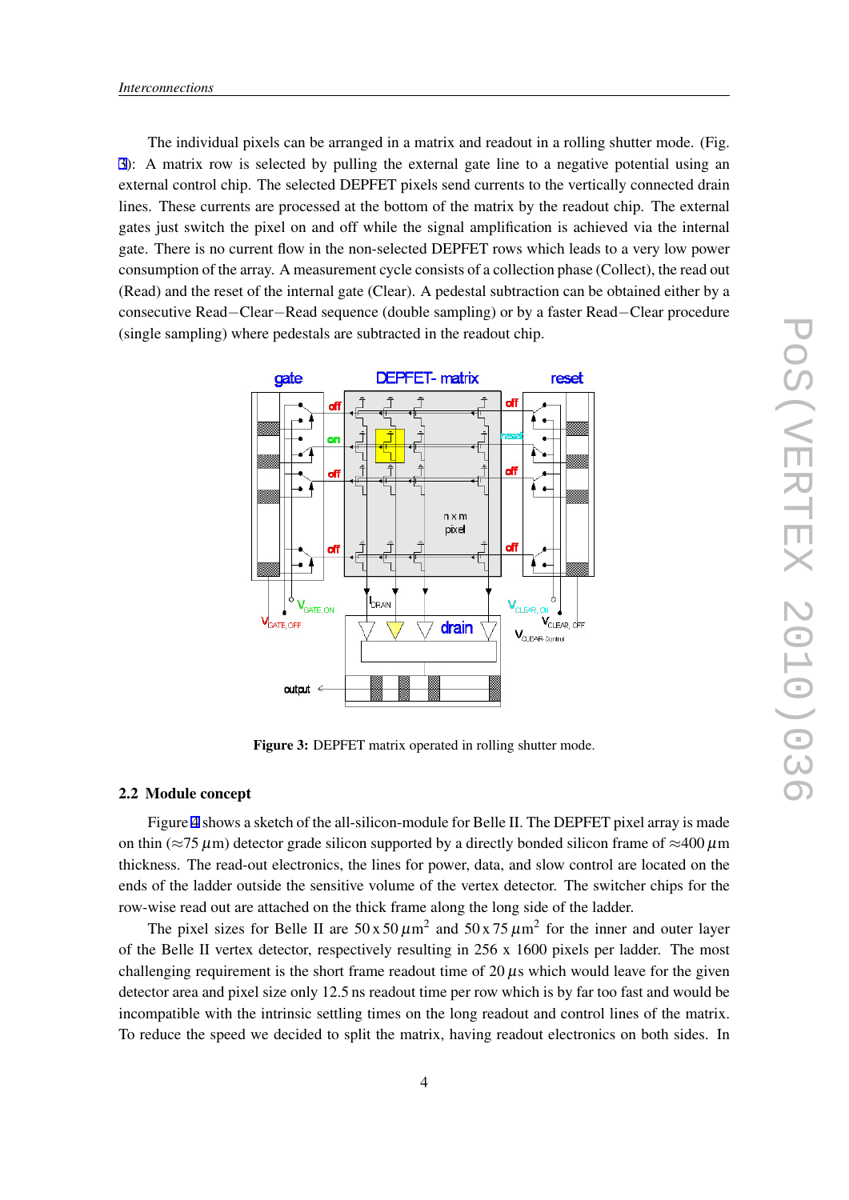The individual pixels can be arranged in a matrix and readout in a rolling shutter mode. (Fig. 3): A matrix row is selected by pulling the external gate line to a negative potential using an external control chip. The selected DEPFET pixels send currents to the vertically connected drain lines. These currents are processed at the bottom of the matrix by the readout chip. The external gates just switch the pixel on and off while the signal amplification is achieved via the internal gate. There is no current flow in the non-selected DEPFET rows which leads to a very low power consumption of the array. A measurement cycle consists of a collection phase (Collect), the read out (Read) and the reset of the internal gate (Clear). A pedestal subtraction can be obtained either by a consecutive Read−Clear−Read sequence (double sampling) or by a faster Read−Clear procedure (single sampling) where pedestals are subtracted in the readout chip.

**Figure 3:** DEPFET matrix operated in rolling shutter mode.

## 2.2 Module concept

Figure 4 shows a sketch of the all-silicon-module for Belle II. The DEPFET pixel array is made on thin ($\approx$75 $\mu$m) detector grade silicon supported by a directly bonded silicon frame of $\approx$400 $\mu$m thickness. The read-out electronics, the lines for power, data, and slow control are located on the ends of the ladder outside the sensitive volume of the vertex detector. The switcher chips for the row-wise read out are attached on the thick frame along the long side of the ladder.

The pixel sizes for Belle II are $50 \times 50\,\mu\text{m}^2$ and $50 \times 75\,\mu\text{m}^2$ for the inner and outer layer of the Belle II vertex detector, respectively resulting in 256 x 1600 pixels per ladder. The most challenging requirement is the short frame readout time of 20 $\mu$s which would leave for the given detector area and pixel size only 12.5 ns readout time per row which is by far too fast and would be incompatible with the intrinsic settling times on the long readout and control lines of the matrix. To reduce the speed we decided to split the matrix, having readout electronics on both sides. In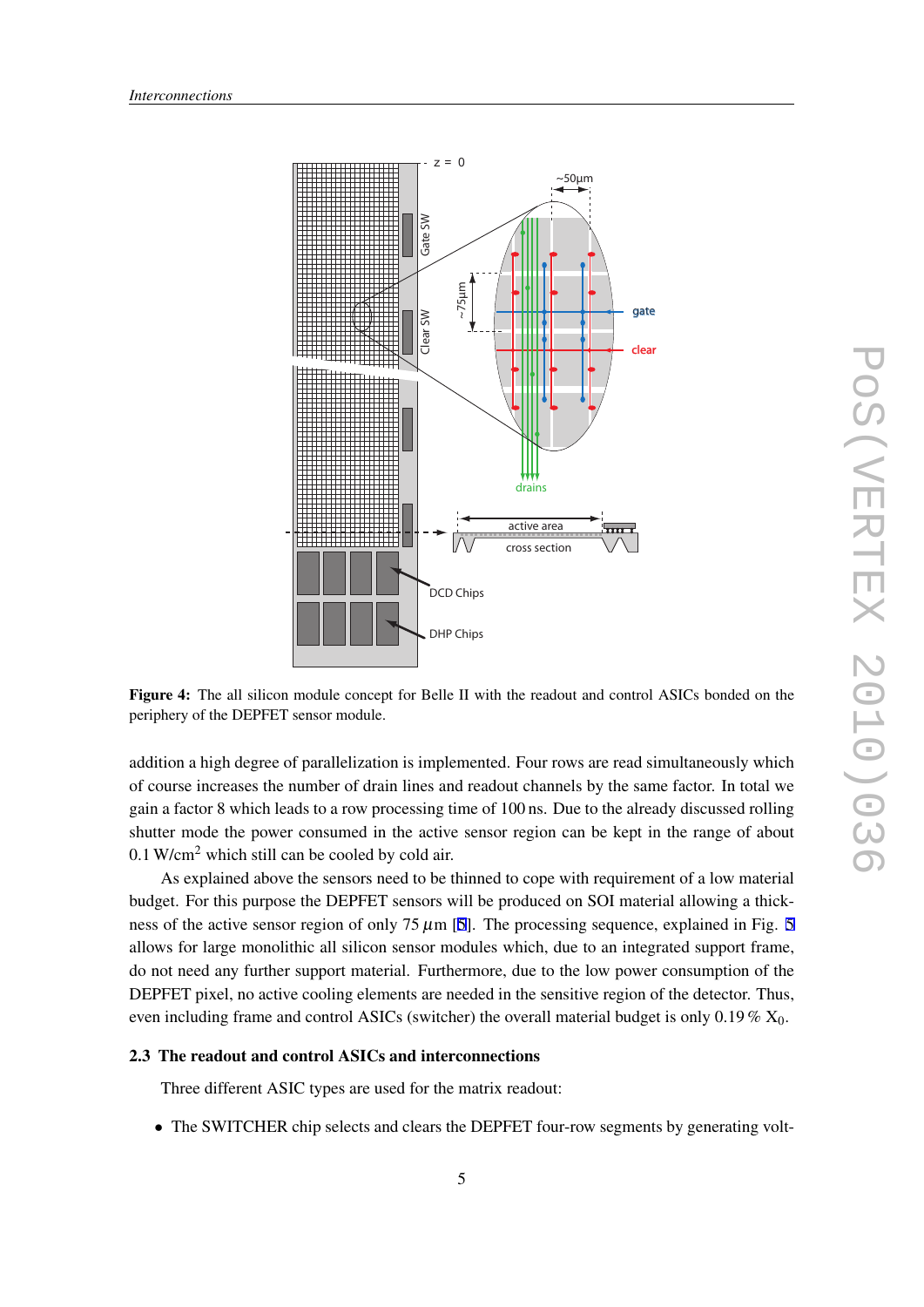**Figure 4:** The all silicon module concept for Belle II with the readout and control ASICs bonded on the periphery of the DEPFET sensor module.

addition a high degree of parallelization is implemented. Four rows are read simultaneously which of course increases the number of drain lines and readout channels by the same factor. In total we gain a factor 8 which leads to a row processing time of 100 ns. Due to the already discussed rolling shutter mode the power consumed in the active sensor region can be kept in the range of about 0.1 W/cm$^2$ which still can be cooled by cold air.

As explained above the sensors need to be thinned to cope with requirement of a low material budget. For this purpose the DEPFET sensors will be produced on SOI material allowing a thickness of the active sensor region of only 75 $\mu$m [8]. The processing sequence, explained in Fig. 5 allows for large monolithic all silicon sensor modules which, due to an integrated support frame, do not need any further support material. Furthermore, due to the low power consumption of the DEPFET pixel, no active cooling elements are needed in the sensitive region of the detector. Thus, even including frame and control ASICs (switcher) the overall material budget is only 0.19 % $X_0$.

### 2.3 The readout and control ASICs and interconnections

Three different ASIC types are used for the matrix readout:

- The SWITCHER chip selects and clears the DEPFET four-row segments by generating volt-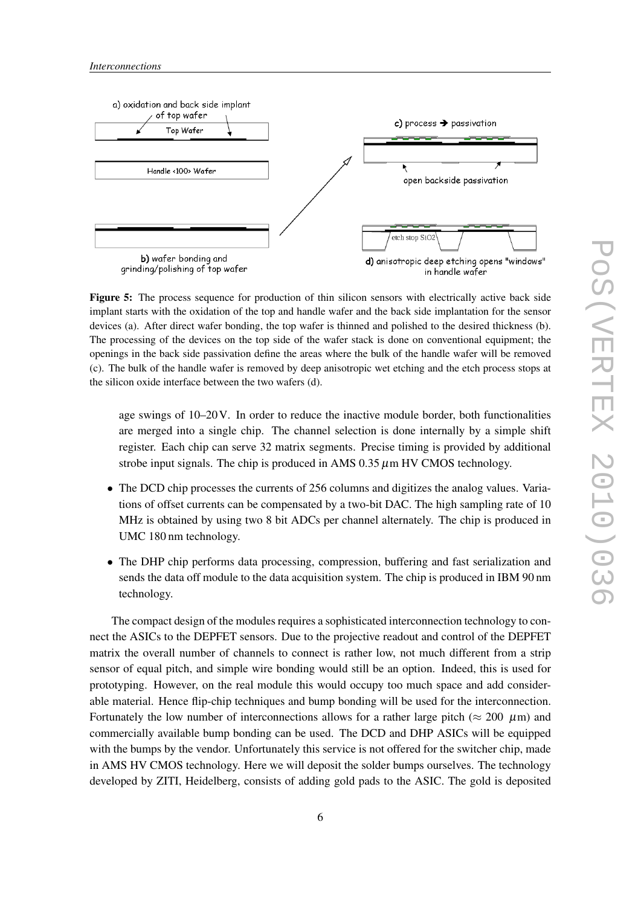**Figure 5:** The process sequence for production of thin silicon sensors with electrically active back side implant starts with the oxidation of the top and handle wafer and the back side implantation for the sensor devices (a). After direct wafer bonding, the top wafer is thinned and polished to the desired thickness (b). The processing of the devices on the top side of the wafer stack is done on conventional equipment; the openings in the back side passivation define the areas where the bulk of the handle wafer will be removed (c). The bulk of the handle wafer is removed by deep anisotropic wet etching and the etch process stops at the silicon oxide interface between the two wafers (d).

age swings of 10–20 V. In order to reduce the inactive module border, both functionalities are merged into a single chip. The channel selection is done internally by a simple shift register. Each chip can serve 32 matrix segments. Precise timing is provided by additional strobe input signals. The chip is produced in AMS 0.35 $\mu$m HV CMOS technology.

- The DCD chip processes the currents of 256 columns and digitizes the analog values. Variations of offset currents can be compensated by a two-bit DAC. The high sampling rate of 10 MHz is obtained by using two 8 bit ADCs per channel alternately. The chip is produced in UMC 180 nm technology.
- The DHP chip performs data processing, compression, buffering and fast serialization and sends the data off module to the data acquisition system. The chip is produced in IBM 90 nm technology.

The compact design of the modules requires a sophisticated interconnection technology to connect the ASICs to the DEPFET sensors. Due to the projective readout and control of the DEPFET matrix the overall number of channels to connect is rather low, not much different from a strip sensor of equal pitch, and simple wire bonding would still be an option. Indeed, this is used for prototyping. However, on the real module this would occupy too much space and add considerable material. Hence flip-chip techniques and bump bonding will be used for the interconnection. Fortunately the low number of interconnections allows for a rather large pitch ($\approx 200\ \mu$m) and commercially available bump bonding can be used. The DCD and DHP ASICs will be equipped with the bumps by the vendor. Unfortunately this service is not offered for the switcher chip, made in AMS HV CMOS technology. Here we will deposit the solder bumps ourselves. The technology developed by ZITI, Heidelberg, consists of adding gold pads to the ASIC. The gold is deposited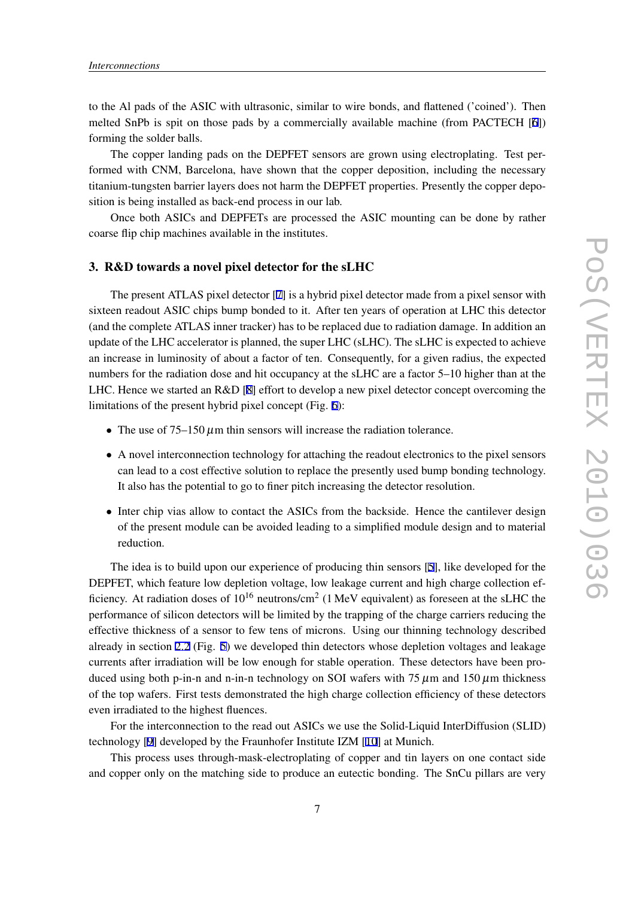to the Al pads of the ASIC with ultrasonic, similar to wire bonds, and flattened ('coined'). Then melted SnPb is spit on those pads by a commercially available machine (from PACTECH [6]) forming the solder balls.

The copper landing pads on the DEPFET sensors are grown using electroplating. Test performed with CNM, Barcelona, have shown that the copper deposition, including the necessary titanium-tungsten barrier layers does not harm the DEPFET properties. Presently the copper deposition is being installed as back-end process in our lab.

Once both ASICs and DEPFETs are processed the ASIC mounting can be done by rather coarse flip chip machines available in the institutes.

## 3. R&D towards a novel pixel detector for the sLHC

The present ATLAS pixel detector [7] is a hybrid pixel detector made from a pixel sensor with sixteen readout ASIC chips bump bonded to it. After ten years of operation at LHC this detector (and the complete ATLAS inner tracker) has to be replaced due to radiation damage. In addition an update of the LHC accelerator is planned, the super LHC (sLHC). The sLHC is expected to achieve an increase in luminosity of about a factor of ten. Consequently, for a given radius, the expected numbers for the radiation dose and hit occupancy at the sLHC are a factor 5–10 higher than at the LHC. Hence we started an R&D [8] effort to develop a new pixel detector concept overcoming the limitations of the present hybrid pixel concept (Fig. 6):

- The use of 75–150 $\mu$m thin sensors will increase the radiation tolerance.
- A novel interconnection technology for attaching the readout electronics to the pixel sensors can lead to a cost effective solution to replace the presently used bump bonding technology. It also has the potential to go to finer pitch increasing the detector resolution.
- Inter chip vias allow to contact the ASICs from the backside. Hence the cantilever design of the present module can be avoided leading to a simplified module design and to material reduction.

The idea is to build upon our experience of producing thin sensors [5], like developed for the DEPFET, which feature low depletion voltage, low leakage current and high charge collection efficiency. At radiation doses of $10^{16}$ neutrons/cm$^2$ (1 MeV equivalent) as foreseen at the sLHC the performance of silicon detectors will be limited by the trapping of the charge carriers reducing the effective thickness of a sensor to few tens of microns. Using our thinning technology described already in section 2.2 (Fig. 5) we developed thin detectors whose depletion voltages and leakage currents after irradiation will be low enough for stable operation. These detectors have been produced using both p-in-n and n-in-n technology on SOI wafers with 75 $\mu$m and 150 $\mu$m thickness of the top wafers. First tests demonstrated the high charge collection efficiency of these detectors even irradiated to the highest fluences.

For the interconnection to the read out ASICs we use the Solid-Liquid InterDiffusion (SLID) technology [9] developed by the Fraunhofer Institute IZM [10] at Munich.

This process uses through-mask-electroplating of copper and tin layers on one contact side and copper only on the matching side to produce an eutectic bonding. The SnCu pillars are very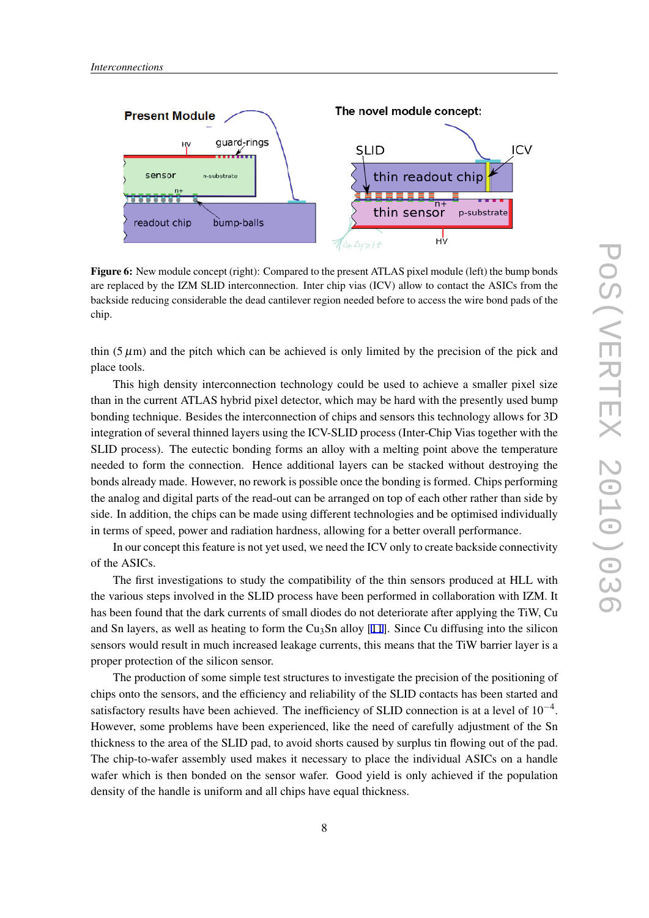**Figure 6:** New module concept (right): Compared to the present ATLAS pixel module (left) the bump bonds are replaced by the IZM SLID interconnection. Inter chip vias (ICV) allow to contact the ASICs from the backside reducing considerable the dead cantilever region needed before to access the wire bond pads of the chip.

thin (5 $\mu$m) and the pitch which can be achieved is only limited by the precision of the pick and place tools.

This high density interconnection technology could be used to achieve a smaller pixel size than in the current ATLAS hybrid pixel detector, which may be hard with the presently used bump bonding technique. Besides the interconnection of chips and sensors this technology allows for 3D integration of several thinned layers using the ICV-SLID process (Inter-Chip Vias together with the SLID process). The eutectic bonding forms an alloy with a melting point above the temperature needed to form the connection. Hence additional layers can be stacked without destroying the bonds already made. However, no rework is possible once the bonding is formed. Chips performing the analog and digital parts of the read-out can be arranged on top of each other rather than side by side. In addition, the chips can be made using different technologies and be optimised individually in terms of speed, power and radiation hardness, allowing for a better overall performance.

In our concept this feature is not yet used, we need the ICV only to create backside connectivity of the ASICs.

The first investigations to study the compatibility of the thin sensors produced at HLL with the various steps involved in the SLID process have been performed in collaboration with IZM. It has been found that the dark currents of small diodes do not deteriorate after applying the TiW, Cu and Sn layers, as well as heating to form the $Cu_3Sn$ alloy [11]. Since Cu diffusing into the silicon sensors would result in much increased leakage currents, this means that the TiW barrier layer is a proper protection of the silicon sensor.

The production of some simple test structures to investigate the precision of the positioning of chips onto the sensors, and the efficiency and reliability of the SLID contacts has been started and satisfactory results have been achieved. The inefficiency of SLID connection is at a level of $10^{-4}$. However, some problems have been experienced, like the need of carefully adjustment of the Sn thickness to the area of the SLID pad, to avoid shorts caused by surplus tin flowing out of the pad. The chip-to-wafer assembly used makes it necessary to place the individual ASICs on a handle wafer which is then bonded on the sensor wafer. Good yield is only achieved if the population density of the handle is uniform and all chips have equal thickness.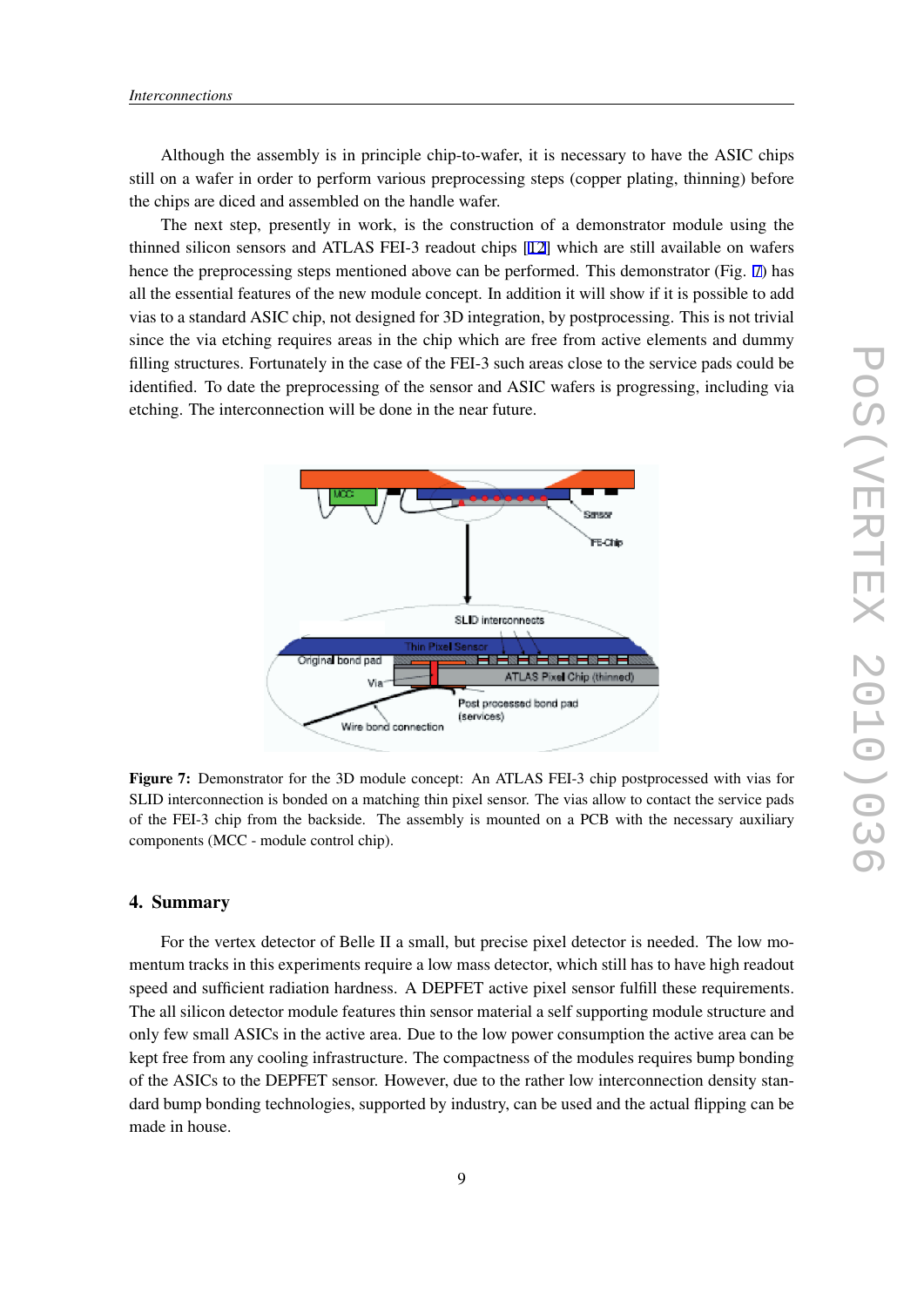Although the assembly is in principle chip-to-wafer, it is necessary to have the ASIC chips still on a wafer in order to perform various preprocessing steps (copper plating, thinning) before the chips are diced and assembled on the handle wafer.

The next step, presently in work, is the construction of a demonstrator module using the thinned silicon sensors and ATLAS FEI-3 readout chips [12] which are still available on wafers hence the preprocessing steps mentioned above can be performed. This demonstrator (Fig. 7) has all the essential features of the new module concept. In addition it will show if it is possible to add vias to a standard ASIC chip, not designed for 3D integration, by postprocessing. This is not trivial since the via etching requires areas in the chip which are free from active elements and dummy filling structures. Fortunately in the case of the FEI-3 such areas close to the service pads could be identified. To date the preprocessing of the sensor and ASIC wafers is progressing, including via etching. The interconnection will be done in the near future.

**Figure 7:** Demonstrator for the 3D module concept: An ATLAS FEI-3 chip postprocessed with vias for SLID interconnection is bonded on a matching thin pixel sensor. The vias allow to contact the service pads of the FEI-3 chip from the backside. The assembly is mounted on a PCB with the necessary auxiliary components (MCC - module control chip).

## 4. Summary

For the vertex detector of Belle II a small, but precise pixel detector is needed. The low momentum tracks in this experiments require a low mass detector, which still has to have high readout speed and sufficient radiation hardness. A DEPFET active pixel sensor fulfill these requirements. The all silicon detector module features thin sensor material a self supporting module structure and only few small ASICs in the active area. Due to the low power consumption the active area can be kept free from any cooling infrastructure. The compactness of the modules requires bump bonding of the ASICs to the DEPFET sensor. However, due to the rather low interconnection density standard bump bonding technologies, supported by industry, can be used and the actual flipping can be made in house.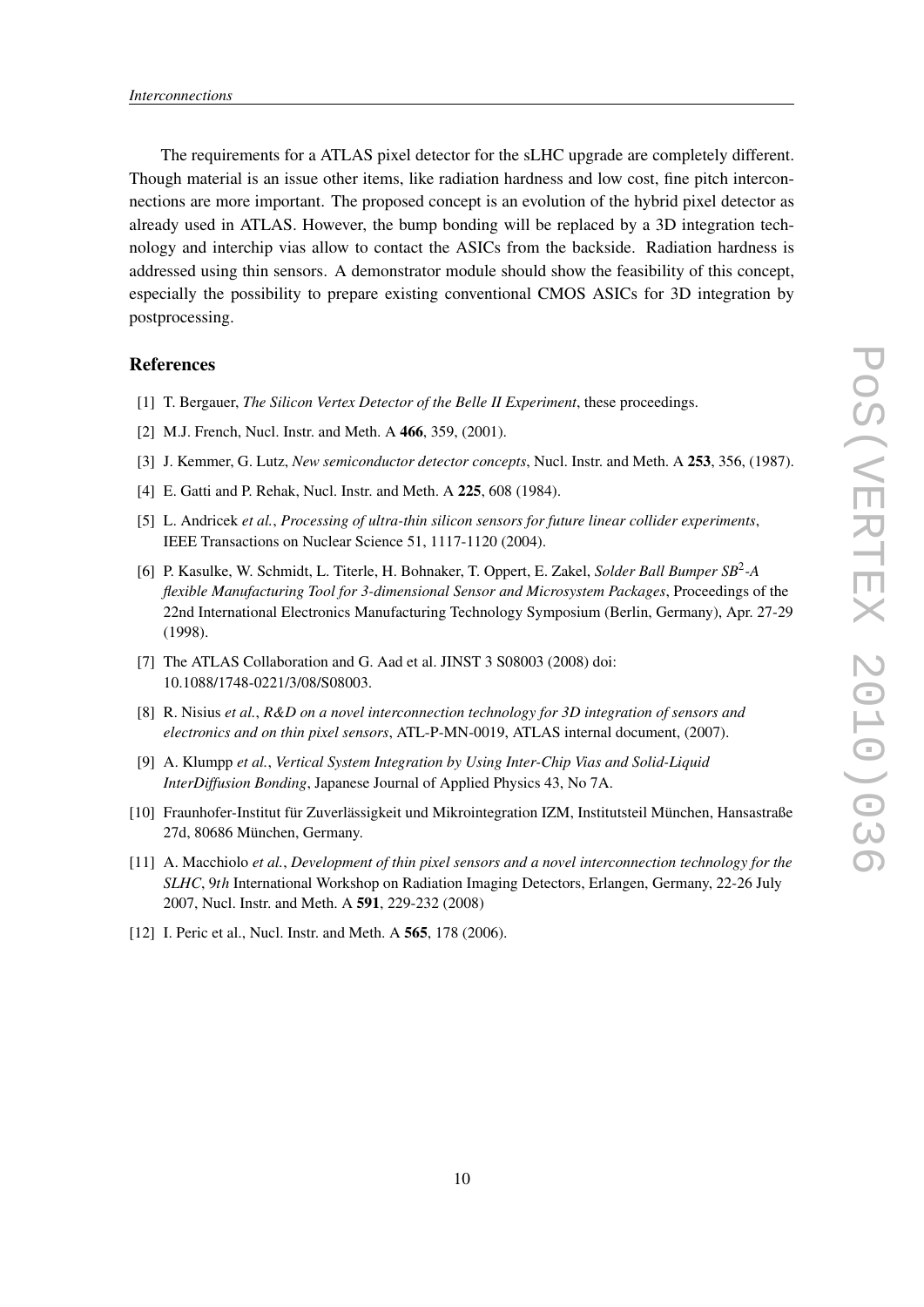The requirements for a ATLAS pixel detector for the sLHC upgrade are completely different. Though material is an issue other items, like radiation hardness and low cost, fine pitch interconnections are more important. The proposed concept is an evolution of the hybrid pixel detector as already used in ATLAS. However, the bump bonding will be replaced by a 3D integration technology and interchip vias allow to contact the ASICs from the backside. Radiation hardness is addressed using thin sensors. A demonstrator module should show the feasibility of this concept, especially the possibility to prepare existing conventional CMOS ASICs for 3D integration by postprocessing.

## References

[1] T. Bergauer, *The Silicon Vertex Detector of the Belle II Experiment*, these proceedings.

[2] M.J. French, Nucl. Instr. and Meth. A **466**, 359, (2001).

[3] J. Kemmer, G. Lutz, *New semiconductor detector concepts*, Nucl. Instr. and Meth. A **253**, 356, (1987).

[4] E. Gatti and P. Rehak, Nucl. Instr. and Meth. A **225**, 608 (1984).

[5] L. Andricek *et al.*, *Processing of ultra-thin silicon sensors for future linear collider experiments*, IEEE Transactions on Nuclear Science 51, 1117-1120 (2004).

[6] P. Kasulke, W. Schmidt, L. Titerle, H. Bohnaker, T. Oppert, E. Zakel, *Solder Ball Bumper SB$^2$-A flexible Manufacturing Tool for 3-dimensional Sensor and Microsystem Packages*, Proceedings of the 22nd International Electronics Manufacturing Technology Symposium (Berlin, Germany), Apr. 27-29 (1998).

[7] The ATLAS Collaboration and G. Aad et al. JINST 3 S08003 (2008) doi: 10.1088/1748-0221/3/08/S08003.

[8] R. Nisius *et al.*, *R&D on a novel interconnection technology for 3D integration of sensors and electronics and on thin pixel sensors*, ATL-P-MN-0019, ATLAS internal document, (2007).

[9] A. Klumpp *et al.*, *Vertical System Integration by Using Inter-Chip Vias and Solid-Liquid InterDiffusion Bonding*, Japanese Journal of Applied Physics 43, No 7A.

[10] Fraunhofer-Institut für Zuverlässigkeit und Mikrointegration IZM, Institutsteil München, Hansastraße 27d, 80686 München, Germany.

[11] A. Macchiolo *et al.*, *Development of thin pixel sensors and a novel interconnection technology for the SLHC*, 9*th* International Workshop on Radiation Imaging Detectors, Erlangen, Germany, 22-26 July 2007, Nucl. Instr. and Meth. A **591**, 229-232 (2008)

[12] I. Peric et al., Nucl. Instr. and Meth. A **565**, 178 (2006).